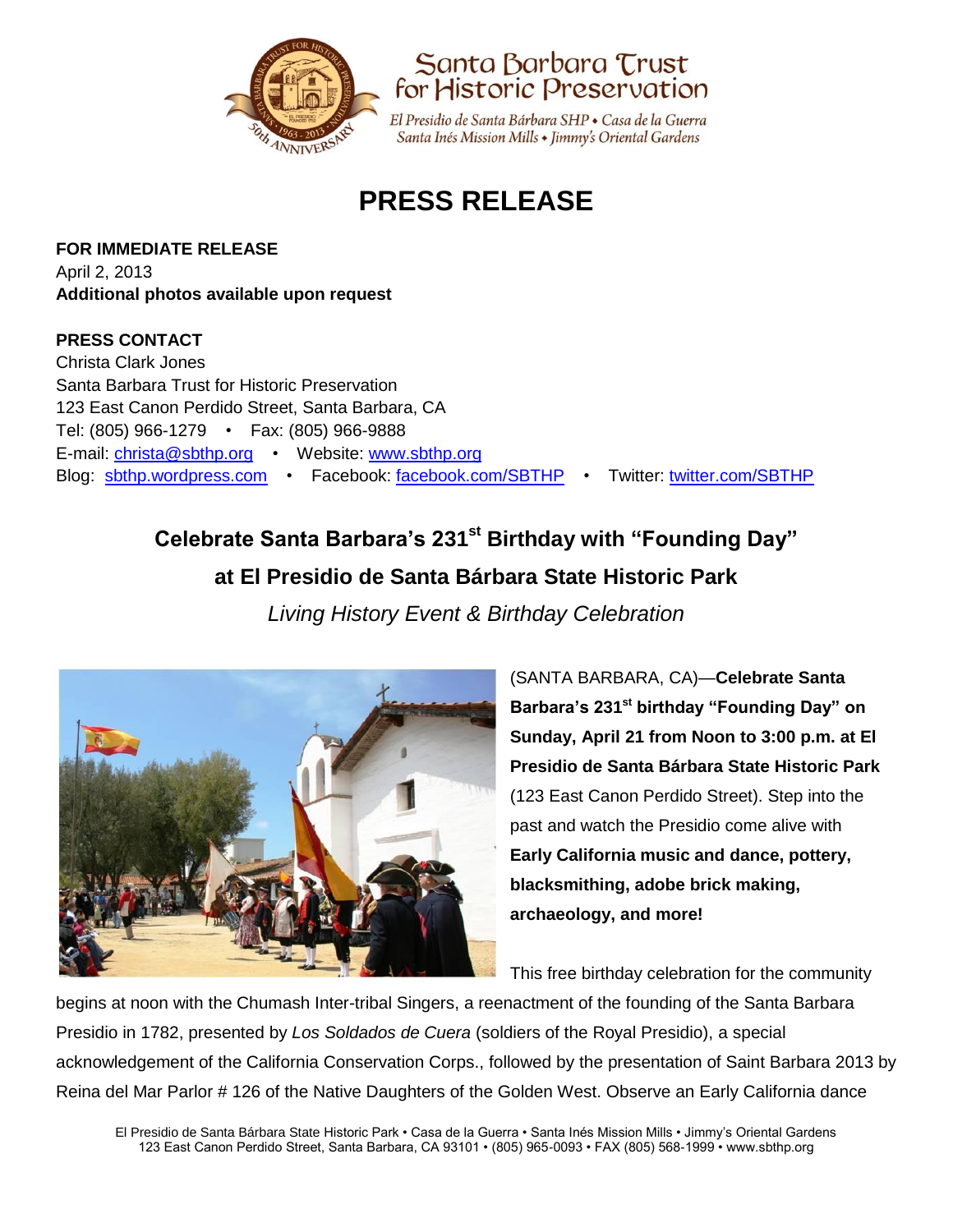Santa Barbara Trust for Historic Preservation

El Presidio de Santa Bárbara SHP • Casa de la Guerra
Santa Inés Mission Mills • Jimmy's Oriental Gardens

# PRESS RELEASE

**FOR IMMEDIATE RELEASE**
April 2, 2013
**Additional photos available upon request**

**PRESS CONTACT**
Christa Clark Jones
Santa Barbara Trust for Historic Preservation
123 East Canon Perdido Street, Santa Barbara, CA
Tel: (805) 966-1279 • Fax: (805) 966-9888
E-mail: christa@sbthp.org • Website: www.sbthp.org
Blog: sbthp.wordpress.com • Facebook: facebook.com/SBTHP • Twitter: twitter.com/SBTHP

## Celebrate Santa Barbara's 231st Birthday with "Founding Day" at El Presidio de Santa Bárbara State Historic Park

*Living History Event & Birthday Celebration*

(SANTA BARBARA, CA)—**Celebrate Santa Barbara's 231st birthday "Founding Day" on Sunday, April 21 from Noon to 3:00 p.m. at El Presidio de Santa Bárbara State Historic Park** (123 East Canon Perdido Street). Step into the past and watch the Presidio come alive with **Early California music and dance, pottery, blacksmithing, adobe brick making, archaeology, and more!**

This free birthday celebration for the community begins at noon with the Chumash Inter-tribal Singers, a reenactment of the founding of the Santa Barbara Presidio in 1782, presented by *Los Soldados de Cuera* (soldiers of the Royal Presidio), a special acknowledgement of the California Conservation Corps., followed by the presentation of Saint Barbara 2013 by Reina del Mar Parlor # 126 of the Native Daughters of the Golden West. Observe an Early California dance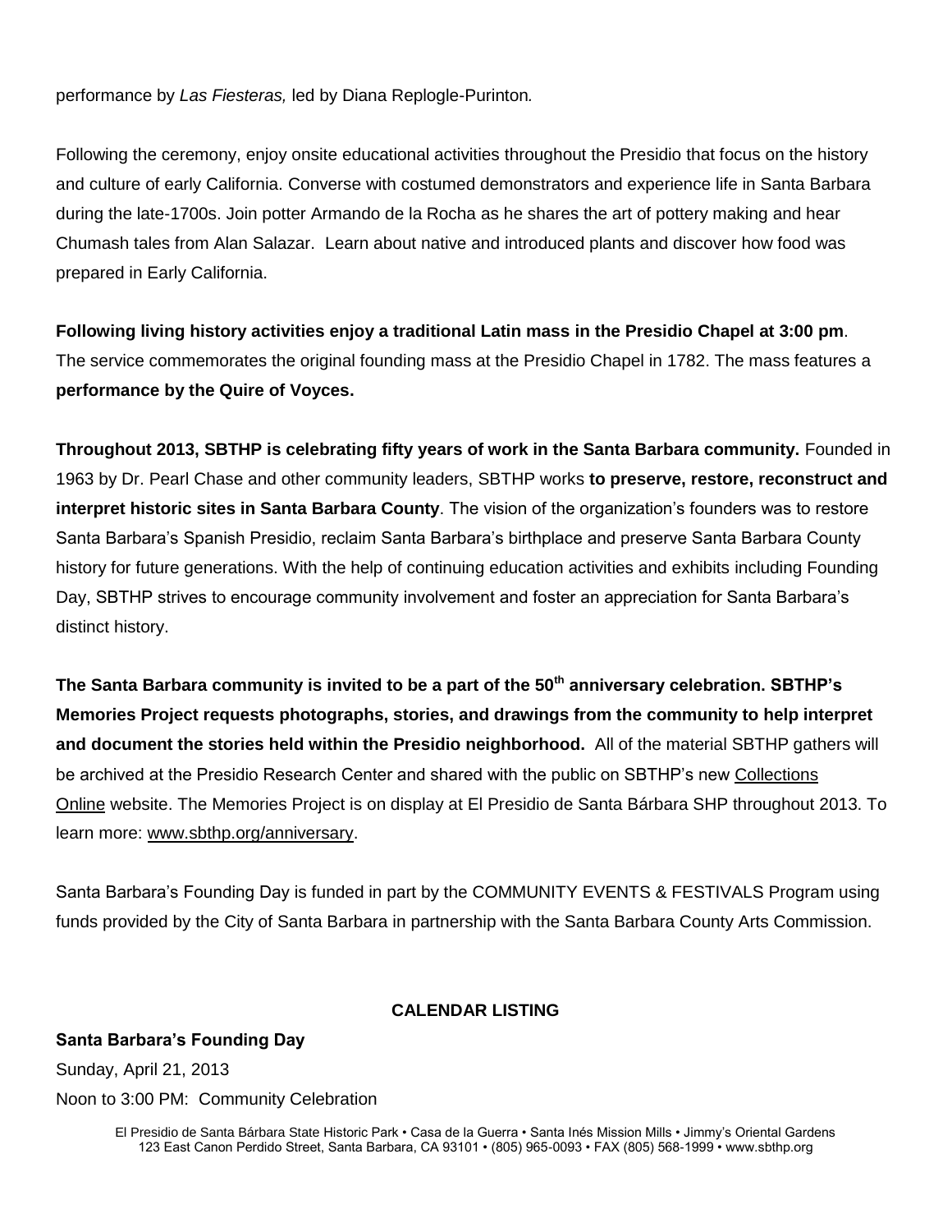performance by *Las Fiesteras,* led by Diana Replogle-Purinton*.*

Following the ceremony, enjoy onsite educational activities throughout the Presidio that focus on the history and culture of early California. Converse with costumed demonstrators and experience life in Santa Barbara during the late-1700s. Join potter Armando de la Rocha as he shares the art of pottery making and hear Chumash tales from Alan Salazar. Learn about native and introduced plants and discover how food was prepared in Early California.

**Following living history activities enjoy a traditional Latin mass in the Presidio Chapel at 3:00 pm**. The service commemorates the original founding mass at the Presidio Chapel in 1782. The mass features a **performance by the Quire of Voyces.**

**Throughout 2013, SBTHP is celebrating fifty years of work in the Santa Barbara community.** Founded in 1963 by Dr. Pearl Chase and other community leaders, SBTHP works **to preserve, restore, reconstruct and interpret historic sites in Santa Barbara County**. The vision of the organization's founders was to restore Santa Barbara's Spanish Presidio, reclaim Santa Barbara's birthplace and preserve Santa Barbara County history for future generations. With the help of continuing education activities and exhibits including Founding Day, SBTHP strives to encourage community involvement and foster an appreciation for Santa Barbara's distinct history.

**The Santa Barbara community is invited to be a part of the 50th anniversary celebration. SBTHP's Memories Project requests photographs, stories, and drawings from the community to help interpret and document the stories held within the Presidio neighborhood.** All of the material SBTHP gathers will be archived at the Presidio Research Center and shared with the public on SBTHP's new Collections Online website. The Memories Project is on display at El Presidio de Santa Bárbara SHP throughout 2013. To learn more: www.sbthp.org/anniversary.

Santa Barbara's Founding Day is funded in part by the COMMUNITY EVENTS & FESTIVALS Program using funds provided by the City of Santa Barbara in partnership with the Santa Barbara County Arts Commission.

**CALENDAR LISTING**

**Santa Barbara's Founding Day**

Sunday, April 21, 2013

Noon to 3:00 PM: Community Celebration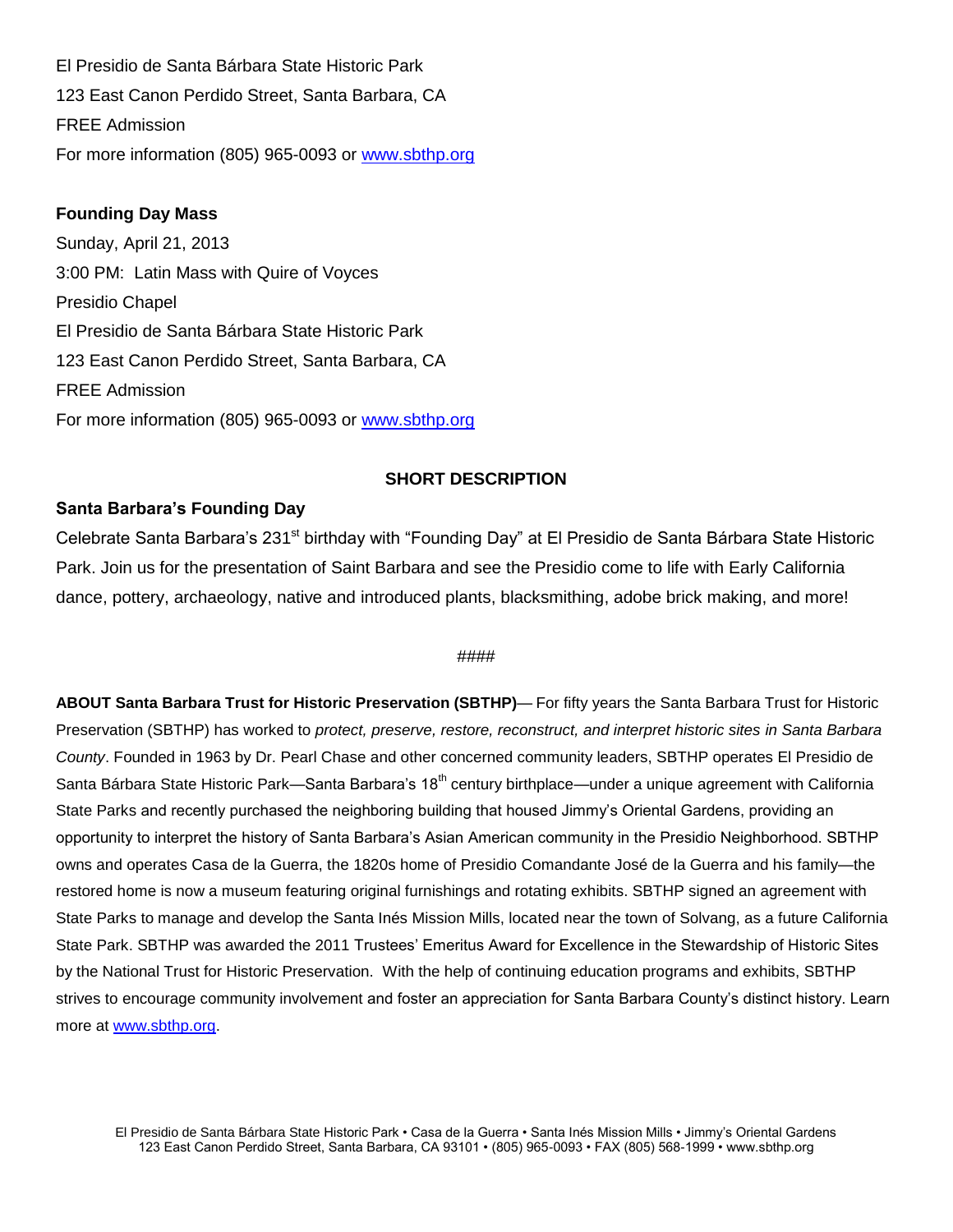El Presidio de Santa Bárbara State Historic Park
123 East Canon Perdido Street, Santa Barbara, CA
FREE Admission
For more information (805) 965-0093 or www.sbthp.org

**Founding Day Mass**
Sunday, April 21, 2013
3:00 PM: Latin Mass with Quire of Voyces
Presidio Chapel
El Presidio de Santa Bárbara State Historic Park
123 East Canon Perdido Street, Santa Barbara, CA
FREE Admission
For more information (805) 965-0093 or www.sbthp.org

## SHORT DESCRIPTION

**Santa Barbara's Founding Day**

Celebrate Santa Barbara's 231st birthday with "Founding Day" at El Presidio de Santa Bárbara State Historic Park. Join us for the presentation of Saint Barbara and see the Presidio come to life with Early California dance, pottery, archaeology, native and introduced plants, blacksmithing, adobe brick making, and more!

####

**ABOUT Santa Barbara Trust for Historic Preservation (SBTHP)**— For fifty years the Santa Barbara Trust for Historic Preservation (SBTHP) has worked to *protect, preserve, restore, reconstruct, and interpret historic sites in Santa Barbara County*. Founded in 1963 by Dr. Pearl Chase and other concerned community leaders, SBTHP operates El Presidio de Santa Bárbara State Historic Park—Santa Barbara's 18th century birthplace—under a unique agreement with California State Parks and recently purchased the neighboring building that housed Jimmy's Oriental Gardens, providing an opportunity to interpret the history of Santa Barbara's Asian American community in the Presidio Neighborhood. SBTHP owns and operates Casa de la Guerra, the 1820s home of Presidio Comandante José de la Guerra and his family—the restored home is now a museum featuring original furnishings and rotating exhibits. SBTHP signed an agreement with State Parks to manage and develop the Santa Inés Mission Mills, located near the town of Solvang, as a future California State Park. SBTHP was awarded the 2011 Trustees' Emeritus Award for Excellence in the Stewardship of Historic Sites by the National Trust for Historic Preservation. With the help of continuing education programs and exhibits, SBTHP strives to encourage community involvement and foster an appreciation for Santa Barbara County's distinct history. Learn more at www.sbthp.org.